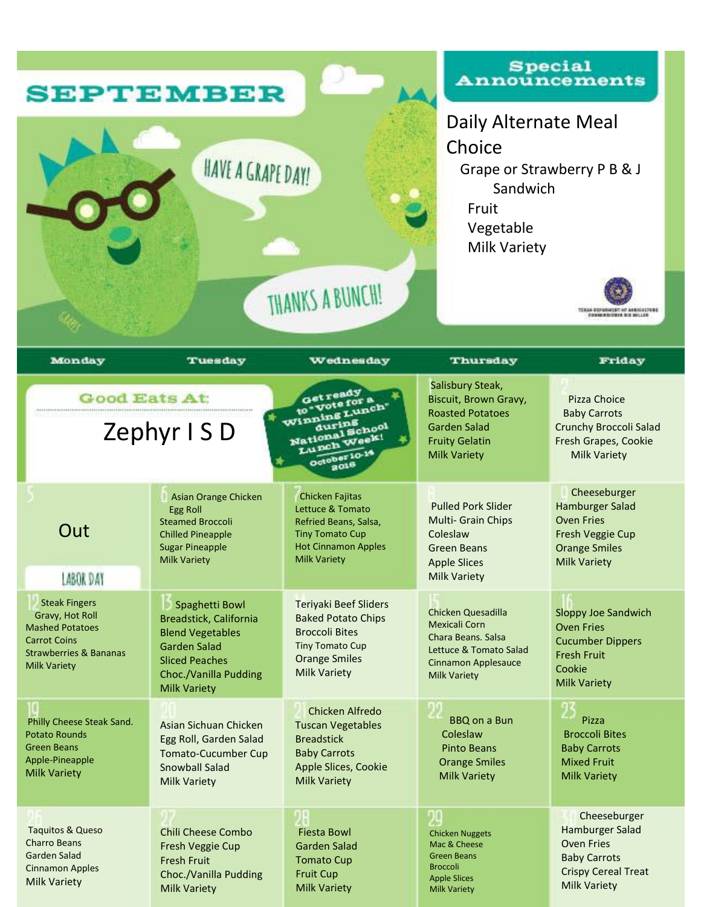# SEPTEMBER

HAVE A GRAPE DAY!

THANKS A BUNCH!

## Special Announcements

**Daily Alternate Meal Choice**

- Grape or Strawberry P B & J Sandwich
- Fruit
- Vegetable
- Milk Variety

| Monday | Tuesday | Wednesday | Thursday | Friday |
|---|---|---|---|---|
| Good Eats At: Zephyr I S D | | Get ready to "Vote for a Winning Lunch" during National School Lunch Week! October 10-14 2016 | 1 Salisbury Steak, Biscuit, Brown Gravy, Roasted Potatoes, Garden Salad, Fruity Gelatin, Milk Variety | 2 Pizza Choice, Baby Carrots, Crunchy Broccoli Salad, Fresh Grapes, Cookie, Milk Variety |
| 5 Out — LABOR DAY | 6 Asian Orange Chicken, Egg Roll, Steamed Broccoli, Chilled Pineapple, Sugar Pineapple, Milk Variety | 7 Chicken Fajitas, Lettuce & Tomato, Refried Beans, Salsa, Tiny Tomato Cup, Hot Cinnamon Apples, Milk Variety | 8 Pulled Pork Slider, Multi- Grain Chips, Coleslaw, Green Beans, Apple Slices, Milk Variety | 9 Cheeseburger, Hamburger Salad, Oven Fries, Fresh Veggie Cup, Orange Smiles, Milk Variety |
| 12 Steak Fingers, Gravy, Hot Roll, Mashed Potatoes, Carrot Coins, Strawberries & Bananas, Milk Variety | 13 Spaghetti Bowl, Breadstick, California Blend Vegetables, Garden Salad, Sliced Peaches, Choc./Vanilla Pudding, Milk Variety | 14 Teriyaki Beef Sliders, Baked Potato Chips, Broccoli Bites, Tiny Tomato Cup, Orange Smiles, Milk Variety | 15 Chicken Quesadilla, Mexicali Corn, Chara Beans. Salsa, Lettuce & Tomato Salad, Cinnamon Applesauce, Milk Variety | 16 Sloppy Joe Sandwich, Oven Fries, Cucumber Dippers, Fresh Fruit, Cookie, Milk Variety |
| 19 Philly Cheese Steak Sand., Potato Rounds, Green Beans, Apple-Pineapple, Milk Variety | 20 Asian Sichuan Chicken, Egg Roll, Garden Salad, Tomato-Cucumber Cup, Snowball Salad, Milk Variety | 21 Chicken Alfredo, Tuscan Vegetables, Breadstick, Baby Carrots, Apple Slices, Cookie, Milk Variety | 22 BBQ on a Bun, Coleslaw, Pinto Beans, Orange Smiles, Milk Variety | 23 Pizza, Broccoli Bites, Baby Carrots, Mixed Fruit, Milk Variety |
| 26 Taquitos & Queso, Charro Beans, Garden Salad, Cinnamon Apples, Milk Variety | 27 Chili Cheese Combo, Fresh Veggie Cup, Fresh Fruit, Choc./Vanilla Pudding, Milk Variety | 28 Fiesta Bowl, Garden Salad, Tomato Cup, Fruit Cup, Milk Variety | 29 Chicken Nuggets, Mac & Cheese, Green Beans, Broccoli, Apple Slices, Milk Variety | 30 Cheeseburger, Hamburger Salad, Oven Fries, Baby Carrots, Crispy Cereal Treat, Milk Variety |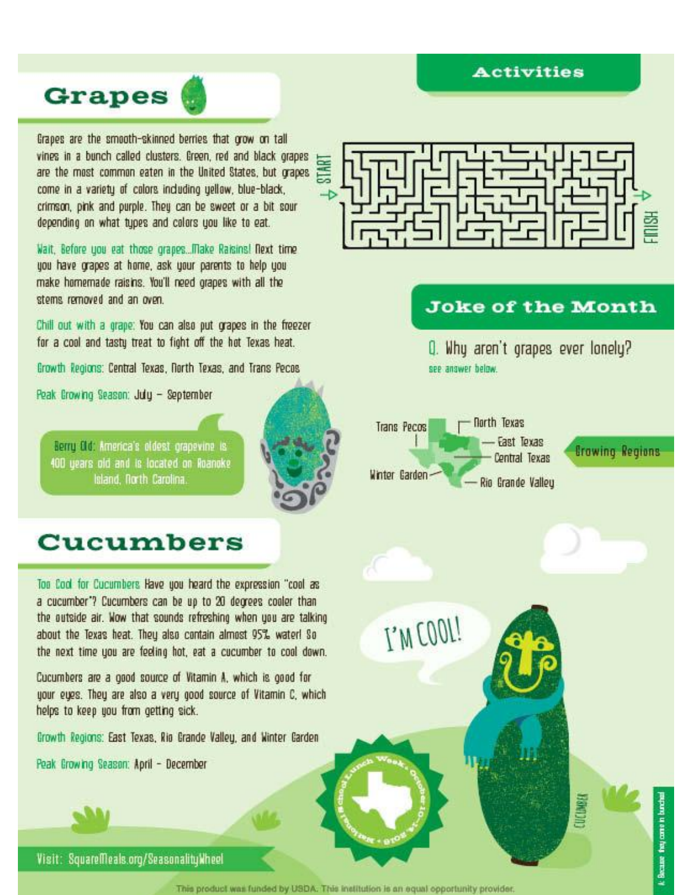## Grapes

Grapes are the smooth-skinned berries that grow on tall vines in a bunch called clusters. Green, red and black grapes are the most common eaten in the United States, but grapes come in a variety of colors including yellow, blue-black, crimson, pink and purple. They can be sweet or a bit sour depending on what types and colors you like to eat.

Wait, Before you eat those grapes...Make Raisins! Next time you have grapes at home, ask your parents to help you make homemade raisins. You'll need grapes with all the stems removed and an oven.

Chill out with a grape: You can also put grapes in the freezer for a cool and tasty treat to fight off the hot Texas heat.

Growth Regions: Central Texas, North Texas, and Trans Pecos

Peak Growing Season: July – September

Berry Old: America's oldest grapevine is 400 years old and is located on Roanoke Island, North Carolina.

## Cucumbers

Too Cool for Cucumbers Have you heard the expression "cool as a cucumber"? Cucumbers can be up to 20 degrees cooler than the outside air. Wow that sounds refreshing when you are talking about the Texas heat. They also contain almost 95% water! So the next time you are feeling hot, eat a cucumber to cool down.

Cucumbers are a good source of Vitamin A, which is good for your eyes. They are also a very good source of Vitamin C, which helps to keep you from getting sick.

Growth Regions: East Texas, Rio Grande Valley, and Winter Garden

Peak Growing Season: April – December

## Activities

START

FINISH

## Joke of the Month

Q. Why aren't grapes ever lonely?

see answer below.

Growing Regions

Trans Pecos
North Texas
East Texas
Central Texas
Winter Garden
Rio Grande Valley

I'M COOL!

CUCUMBER

National School Lunch Week, October 10-14, 2016

Visit: SquareMeals.org/SeasonalityWheel

A: Because they come in bunches!

This product was funded by USDA. This institution is an equal opportunity provider.